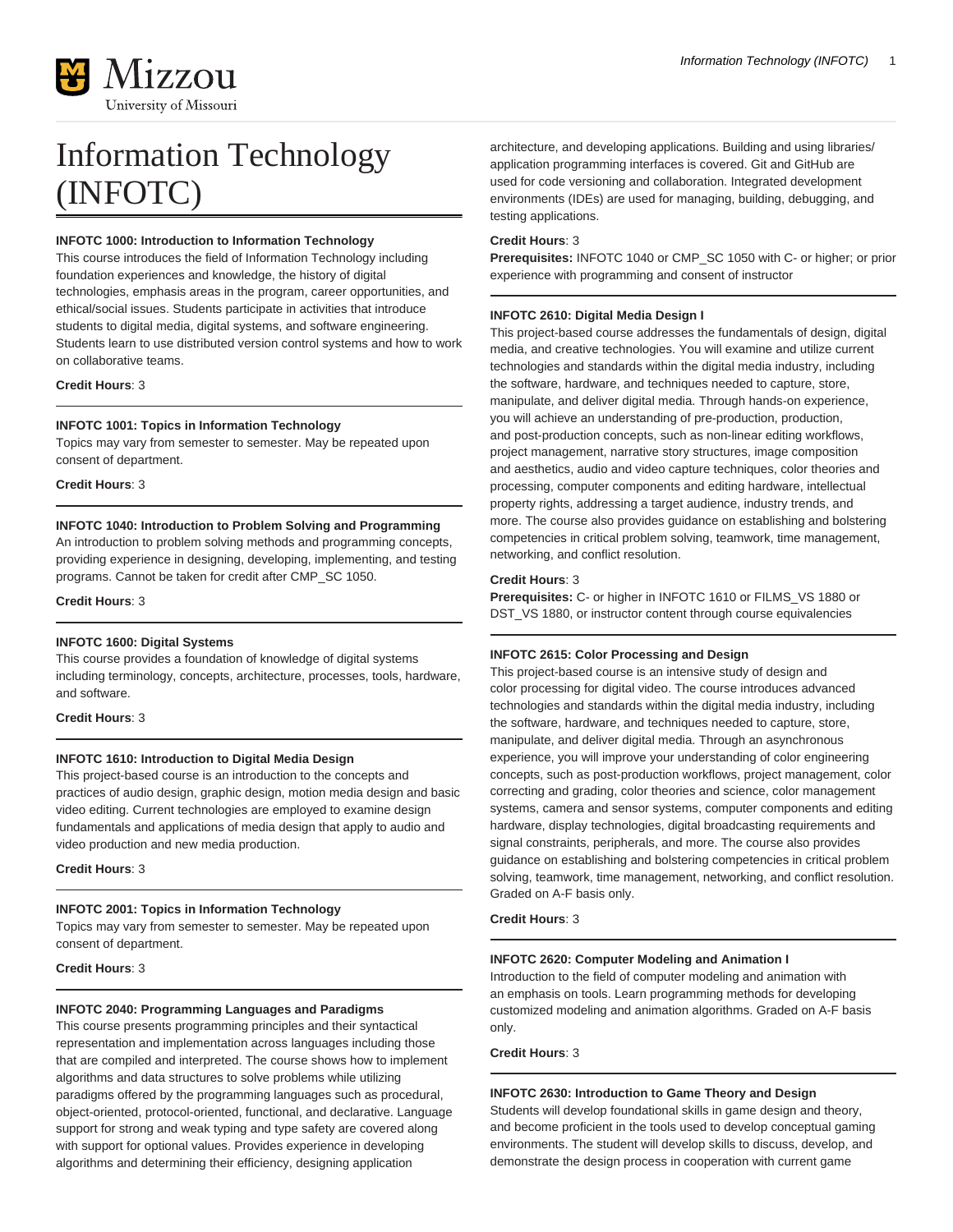# Information Technology (INFOTC)

**INFOTC 1000: Introduction to Information Technology**

This course introduces the field of Information Technology including foundation experiences and knowledge, the history of digital technologies, emphasis areas in the program, career opportunities, and ethical/social issues. Students participate in activities that introduce students to digital media, digital systems, and software engineering. Students learn to use distributed version control systems and how to work on collaborative teams.

**Credit Hours**: 3

**INFOTC 1001: Topics in Information Technology**

Topics may vary from semester to semester. May be repeated upon consent of department.

**Credit Hours**: 3

**INFOTC 1040: Introduction to Problem Solving and Programming**

An introduction to problem solving methods and programming concepts, providing experience in designing, developing, implementing, and testing programs. Cannot be taken for credit after CMP_SC 1050.

**Credit Hours**: 3

**INFOTC 1600: Digital Systems**

This course provides a foundation of knowledge of digital systems including terminology, concepts, architecture, processes, tools, hardware, and software.

**Credit Hours**: 3

**INFOTC 1610: Introduction to Digital Media Design**

This project-based course is an introduction to the concepts and practices of audio design, graphic design, motion media design and basic video editing. Current technologies are employed to examine design fundamentals and applications of media design that apply to audio and video production and new media production.

**Credit Hours**: 3

**INFOTC 2001: Topics in Information Technology**

Topics may vary from semester to semester. May be repeated upon consent of department.

**Credit Hours**: 3

**INFOTC 2040: Programming Languages and Paradigms**

This course presents programming principles and their syntactical representation and implementation across languages including those that are compiled and interpreted. The course shows how to implement algorithms and data structures to solve problems while utilizing paradigms offered by the programming languages such as procedural, object-oriented, protocol-oriented, functional, and declarative. Language support for strong and weak typing and type safety are covered along with support for optional values. Provides experience in developing algorithms and determining their efficiency, designing application architecture, and developing applications. Building and using libraries/application programming interfaces is covered. Git and GitHub are used for code versioning and collaboration. Integrated development environments (IDEs) are used for managing, building, debugging, and testing applications.

**Credit Hours**: 3
**Prerequisites:** INFOTC 1040 or CMP_SC 1050 with C- or higher; or prior experience with programming and consent of instructor

**INFOTC 2610: Digital Media Design I**

This project-based course addresses the fundamentals of design, digital media, and creative technologies. You will examine and utilize current technologies and standards within the digital media industry, including the software, hardware, and techniques needed to capture, store, manipulate, and deliver digital media. Through hands-on experience, you will achieve an understanding of pre-production, production, and post-production concepts, such as non-linear editing workflows, project management, narrative story structures, image composition and aesthetics, audio and video capture techniques, color theories and processing, computer components and editing hardware, intellectual property rights, addressing a target audience, industry trends, and more. The course also provides guidance on establishing and bolstering competencies in critical problem solving, teamwork, time management, networking, and conflict resolution.

**Credit Hours**: 3
**Prerequisites:** C- or higher in INFOTC 1610 or FILMS_VS 1880 or DST_VS 1880, or instructor content through course equivalencies

**INFOTC 2615: Color Processing and Design**

This project-based course is an intensive study of design and color processing for digital video. The course introduces advanced technologies and standards within the digital media industry, including the software, hardware, and techniques needed to capture, store, manipulate, and deliver digital media. Through an asynchronous experience, you will improve your understanding of color engineering concepts, such as post-production workflows, project management, color correcting and grading, color theories and science, color management systems, camera and sensor systems, computer components and editing hardware, display technologies, digital broadcasting requirements and signal constraints, peripherals, and more. The course also provides guidance on establishing and bolstering competencies in critical problem solving, teamwork, time management, networking, and conflict resolution. Graded on A-F basis only.

**Credit Hours**: 3

**INFOTC 2620: Computer Modeling and Animation I**

Introduction to the field of computer modeling and animation with an emphasis on tools. Learn programming methods for developing customized modeling and animation algorithms. Graded on A-F basis only.

**Credit Hours**: 3

**INFOTC 2630: Introduction to Game Theory and Design**

Students will develop foundational skills in game design and theory, and become proficient in the tools used to develop conceptual gaming environments. The student will develop skills to discuss, develop, and demonstrate the design process in cooperation with current game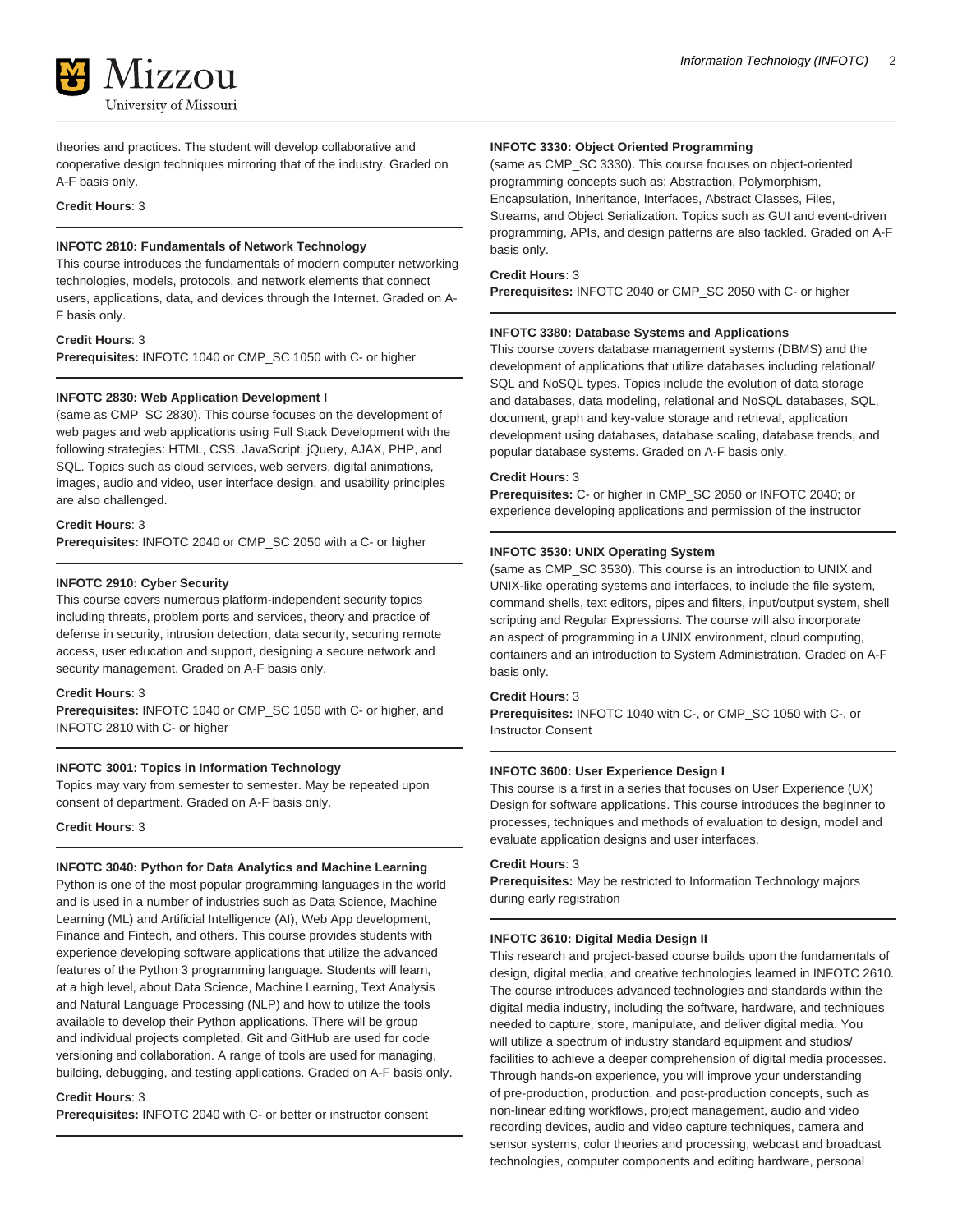theories and practices. The student will develop collaborative and cooperative design techniques mirroring that of the industry. Graded on A-F basis only.

**Credit Hours**: 3

---

**INFOTC 2810: Fundamentals of Network Technology**

This course introduces the fundamentals of modern computer networking technologies, models, protocols, and network elements that connect users, applications, data, and devices through the Internet. Graded on A-F basis only.

**Credit Hours**: 3
**Prerequisites:** INFOTC 1040 or CMP_SC 1050 with C- or higher

---

**INFOTC 2830: Web Application Development I**

(same as CMP_SC 2830). This course focuses on the development of web pages and web applications using Full Stack Development with the following strategies: HTML, CSS, JavaScript, jQuery, AJAX, PHP, and SQL. Topics such as cloud services, web servers, digital animations, images, audio and video, user interface design, and usability principles are also challenged.

**Credit Hours**: 3
**Prerequisites:** INFOTC 2040 or CMP_SC 2050 with a C- or higher

---

**INFOTC 2910: Cyber Security**

This course covers numerous platform-independent security topics including threats, problem ports and services, theory and practice of defense in security, intrusion detection, data security, securing remote access, user education and support, designing a secure network and security management. Graded on A-F basis only.

**Credit Hours**: 3
**Prerequisites:** INFOTC 1040 or CMP_SC 1050 with C- or higher, and INFOTC 2810 with C- or higher

---

**INFOTC 3001: Topics in Information Technology**

Topics may vary from semester to semester. May be repeated upon consent of department. Graded on A-F basis only.

**Credit Hours**: 3

---

**INFOTC 3040: Python for Data Analytics and Machine Learning**

Python is one of the most popular programming languages in the world and is used in a number of industries such as Data Science, Machine Learning (ML) and Artificial Intelligence (AI), Web App development, Finance and Fintech, and others. This course provides students with experience developing software applications that utilize the advanced features of the Python 3 programming language. Students will learn, at a high level, about Data Science, Machine Learning, Text Analysis and Natural Language Processing (NLP) and how to utilize the tools available to develop their Python applications. There will be group and individual projects completed. Git and GitHub are used for code versioning and collaboration. A range of tools are used for managing, building, debugging, and testing applications. Graded on A-F basis only.

**Credit Hours**: 3
**Prerequisites:** INFOTC 2040 with C- or better or instructor consent

---

**INFOTC 3330: Object Oriented Programming**

(same as CMP_SC 3330). This course focuses on object-oriented programming concepts such as: Abstraction, Polymorphism, Encapsulation, Inheritance, Interfaces, Abstract Classes, Files, Streams, and Object Serialization. Topics such as GUI and event-driven programming, APIs, and design patterns are also tackled. Graded on A-F basis only.

**Credit Hours**: 3
**Prerequisites:** INFOTC 2040 or CMP_SC 2050 with C- or higher

---

**INFOTC 3380: Database Systems and Applications**

This course covers database management systems (DBMS) and the development of applications that utilize databases including relational/SQL and NoSQL types. Topics include the evolution of data storage and databases, data modeling, relational and NoSQL databases, SQL, document, graph and key-value storage and retrieval, application development using databases, database scaling, database trends, and popular database systems. Graded on A-F basis only.

**Credit Hours**: 3
**Prerequisites:** C- or higher in CMP_SC 2050 or INFOTC 2040; or experience developing applications and permission of the instructor

---

**INFOTC 3530: UNIX Operating System**

(same as CMP_SC 3530). This course is an introduction to UNIX and UNIX-like operating systems and interfaces, to include the file system, command shells, text editors, pipes and filters, input/output system, shell scripting and Regular Expressions. The course will also incorporate an aspect of programming in a UNIX environment, cloud computing, containers and an introduction to System Administration. Graded on A-F basis only.

**Credit Hours**: 3
**Prerequisites:** INFOTC 1040 with C-, or CMP_SC 1050 with C-, or Instructor Consent

---

**INFOTC 3600: User Experience Design I**

This course is a first in a series that focuses on User Experience (UX) Design for software applications. This course introduces the beginner to processes, techniques and methods of evaluation to design, model and evaluate application designs and user interfaces.

**Credit Hours**: 3
**Prerequisites:** May be restricted to Information Technology majors during early registration

---

**INFOTC 3610: Digital Media Design II**

This research and project-based course builds upon the fundamentals of design, digital media, and creative technologies learned in INFOTC 2610. The course introduces advanced technologies and standards within the digital media industry, including the software, hardware, and techniques needed to capture, store, manipulate, and deliver digital media. You will utilize a spectrum of industry standard equipment and studios/facilities to achieve a deeper comprehension of digital media processes. Through hands-on experience, you will improve your understanding of pre-production, production, and post-production concepts, such as non-linear editing workflows, project management, audio and video recording devices, audio and video capture techniques, camera and sensor systems, color theories and processing, webcast and broadcast technologies, computer components and editing hardware, personal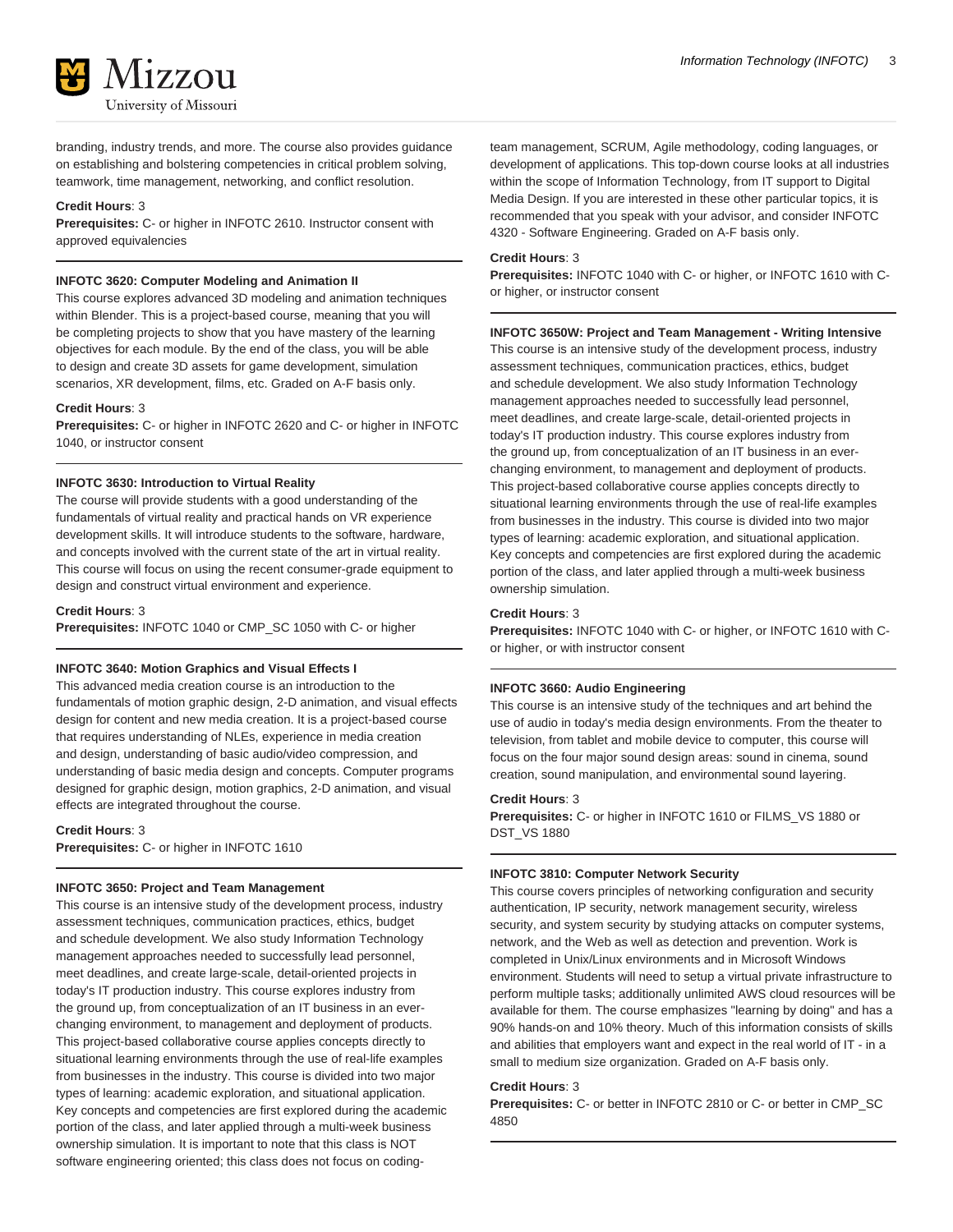branding, industry trends, and more. The course also provides guidance on establishing and bolstering competencies in critical problem solving, teamwork, time management, networking, and conflict resolution.

**Credit Hours**: 3
**Prerequisites:** C- or higher in INFOTC 2610. Instructor consent with approved equivalencies

**INFOTC 3620: Computer Modeling and Animation II**

This course explores advanced 3D modeling and animation techniques within Blender. This is a project-based course, meaning that you will be completing projects to show that you have mastery of the learning objectives for each module. By the end of the class, you will be able to design and create 3D assets for game development, simulation scenarios, XR development, films, etc. Graded on A-F basis only.

**Credit Hours**: 3
**Prerequisites:** C- or higher in INFOTC 2620 and C- or higher in INFOTC 1040, or instructor consent

**INFOTC 3630: Introduction to Virtual Reality**

The course will provide students with a good understanding of the fundamentals of virtual reality and practical hands on VR experience development skills. It will introduce students to the software, hardware, and concepts involved with the current state of the art in virtual reality. This course will focus on using the recent consumer-grade equipment to design and construct virtual environment and experience.

**Credit Hours**: 3
**Prerequisites:** INFOTC 1040 or CMP_SC 1050 with C- or higher

**INFOTC 3640: Motion Graphics and Visual Effects I**

This advanced media creation course is an introduction to the fundamentals of motion graphic design, 2-D animation, and visual effects design for content and new media creation. It is a project-based course that requires understanding of NLEs, experience in media creation and design, understanding of basic audio/video compression, and understanding of basic media design and concepts. Computer programs designed for graphic design, motion graphics, 2-D animation, and visual effects are integrated throughout the course.

**Credit Hours**: 3
**Prerequisites:** C- or higher in INFOTC 1610

**INFOTC 3650: Project and Team Management**

This course is an intensive study of the development process, industry assessment techniques, communication practices, ethics, budget and schedule development. We also study Information Technology management approaches needed to successfully lead personnel, meet deadlines, and create large-scale, detail-oriented projects in today's IT production industry. This course explores industry from the ground up, from conceptualization of an IT business in an ever-changing environment, to management and deployment of products. This project-based collaborative course applies concepts directly to situational learning environments through the use of real-life examples from businesses in the industry. This course is divided into two major types of learning: academic exploration, and situational application. Key concepts and competencies are first explored during the academic portion of the class, and later applied through a multi-week business ownership simulation. It is important to note that this class is NOT software engineering oriented; this class does not focus on coding-team management, SCRUM, Agile methodology, coding languages, or development of applications. This top-down course looks at all industries within the scope of Information Technology, from IT support to Digital Media Design. If you are interested in these other particular topics, it is recommended that you speak with your advisor, and consider INFOTC 4320 - Software Engineering. Graded on A-F basis only.

**Credit Hours**: 3
**Prerequisites:** INFOTC 1040 with C- or higher, or INFOTC 1610 with C- or higher, or instructor consent

**INFOTC 3650W: Project and Team Management - Writing Intensive**

This course is an intensive study of the development process, industry assessment techniques, communication practices, ethics, budget and schedule development. We also study Information Technology management approaches needed to successfully lead personnel, meet deadlines, and create large-scale, detail-oriented projects in today's IT production industry. This course explores industry from the ground up, from conceptualization of an IT business in an ever-changing environment, to management and deployment of products. This project-based collaborative course applies concepts directly to situational learning environments through the use of real-life examples from businesses in the industry. This course is divided into two major types of learning: academic exploration, and situational application. Key concepts and competencies are first explored during the academic portion of the class, and later applied through a multi-week business ownership simulation.

**Credit Hours**: 3
**Prerequisites:** INFOTC 1040 with C- or higher, or INFOTC 1610 with C- or higher, or with instructor consent

**INFOTC 3660: Audio Engineering**

This course is an intensive study of the techniques and art behind the use of audio in today's media design environments. From the theater to television, from tablet and mobile device to computer, this course will focus on the four major sound design areas: sound in cinema, sound creation, sound manipulation, and environmental sound layering.

**Credit Hours**: 3
**Prerequisites:** C- or higher in INFOTC 1610 or FILMS_VS 1880 or DST_VS 1880

**INFOTC 3810: Computer Network Security**

This course covers principles of networking configuration and security authentication, IP security, network management security, wireless security, and system security by studying attacks on computer systems, network, and the Web as well as detection and prevention. Work is completed in Unix/Linux environments and in Microsoft Windows environment. Students will need to setup a virtual private infrastructure to perform multiple tasks; additionally unlimited AWS cloud resources will be available for them. The course emphasizes "learning by doing" and has a 90% hands-on and 10% theory. Much of this information consists of skills and abilities that employers want and expect in the real world of IT - in a small to medium size organization. Graded on A-F basis only.

**Credit Hours**: 3
**Prerequisites:** C- or better in INFOTC 2810 or C- or better in CMP_SC 4850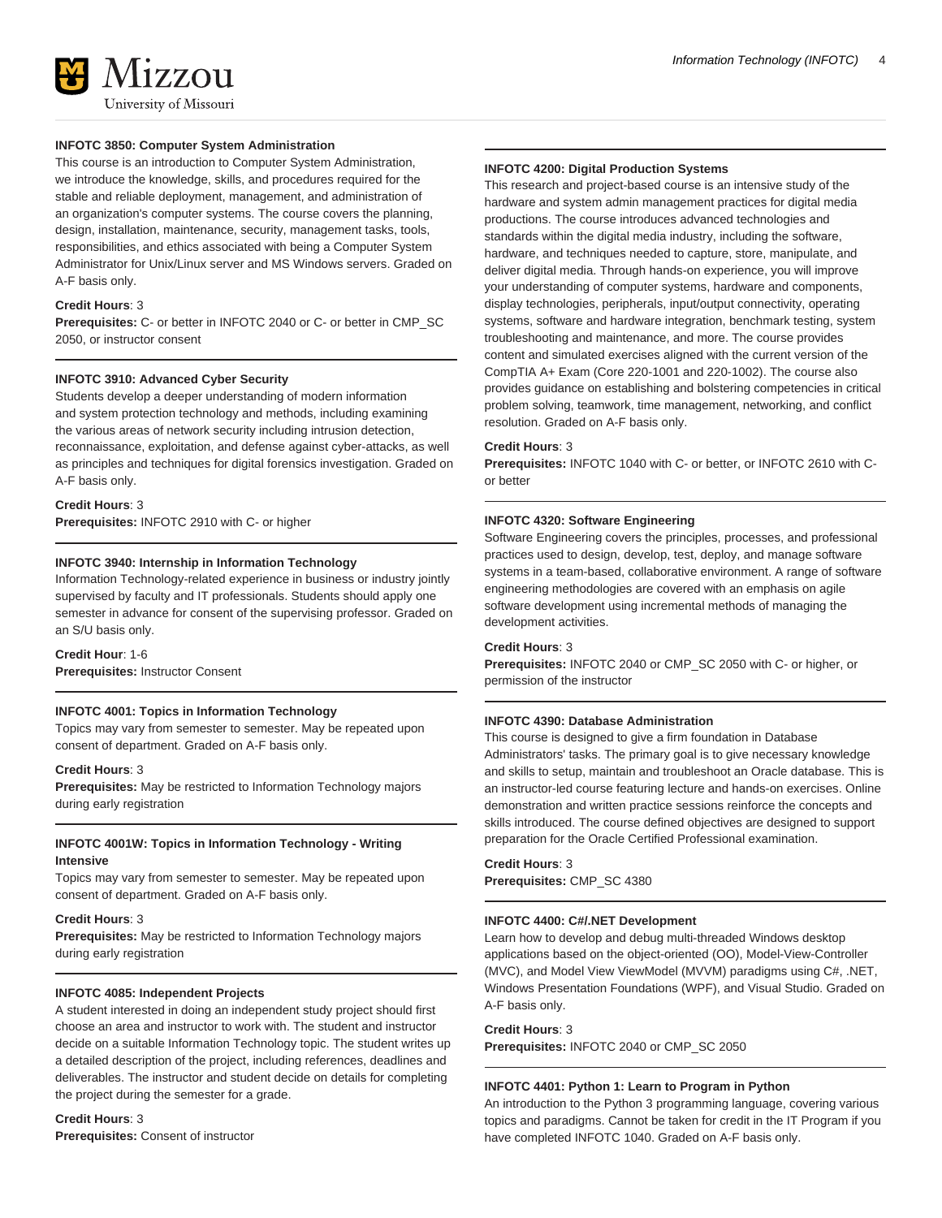#### INFOTC 3850: Computer System Administration

This course is an introduction to Computer System Administration, we introduce the knowledge, skills, and procedures required for the stable and reliable deployment, management, and administration of an organization's computer systems. The course covers the planning, design, installation, maintenance, security, management tasks, tools, responsibilities, and ethics associated with being a Computer System Administrator for Unix/Linux server and MS Windows servers. Graded on A-F basis only.

**Credit Hours**: 3
**Prerequisites:** C- or better in INFOTC 2040 or C- or better in CMP_SC 2050, or instructor consent

#### INFOTC 3910: Advanced Cyber Security

Students develop a deeper understanding of modern information and system protection technology and methods, including examining the various areas of network security including intrusion detection, reconnaissance, exploitation, and defense against cyber-attacks, as well as principles and techniques for digital forensics investigation. Graded on A-F basis only.

**Credit Hours**: 3
**Prerequisites:** INFOTC 2910 with C- or higher

#### INFOTC 3940: Internship in Information Technology

Information Technology-related experience in business or industry jointly supervised by faculty and IT professionals. Students should apply one semester in advance for consent of the supervising professor. Graded on an S/U basis only.

**Credit Hour**: 1-6
**Prerequisites:** Instructor Consent

#### INFOTC 4001: Topics in Information Technology

Topics may vary from semester to semester. May be repeated upon consent of department. Graded on A-F basis only.

**Credit Hours**: 3
**Prerequisites:** May be restricted to Information Technology majors during early registration

#### INFOTC 4001W: Topics in Information Technology - Writing Intensive

Topics may vary from semester to semester. May be repeated upon consent of department. Graded on A-F basis only.

**Credit Hours**: 3
**Prerequisites:** May be restricted to Information Technology majors during early registration

#### INFOTC 4085: Independent Projects

A student interested in doing an independent study project should first choose an area and instructor to work with. The student and instructor decide on a suitable Information Technology topic. The student writes up a detailed description of the project, including references, deadlines and deliverables. The instructor and student decide on details for completing the project during the semester for a grade.

**Credit Hours**: 3
**Prerequisites:** Consent of instructor

#### INFOTC 4200: Digital Production Systems

This research and project-based course is an intensive study of the hardware and system admin management practices for digital media productions. The course introduces advanced technologies and standards within the digital media industry, including the software, hardware, and techniques needed to capture, store, manipulate, and deliver digital media. Through hands-on experience, you will improve your understanding of computer systems, hardware and components, display technologies, peripherals, input/output connectivity, operating systems, software and hardware integration, benchmark testing, system troubleshooting and maintenance, and more. The course provides content and simulated exercises aligned with the current version of the CompTIA A+ Exam (Core 220-1001 and 220-1002). The course also provides guidance on establishing and bolstering competencies in critical problem solving, teamwork, time management, networking, and conflict resolution. Graded on A-F basis only.

**Credit Hours**: 3
**Prerequisites:** INFOTC 1040 with C- or better, or INFOTC 2610 with C- or better

#### INFOTC 4320: Software Engineering

Software Engineering covers the principles, processes, and professional practices used to design, develop, test, deploy, and manage software systems in a team-based, collaborative environment. A range of software engineering methodologies are covered with an emphasis on agile software development using incremental methods of managing the development activities.

**Credit Hours**: 3
**Prerequisites:** INFOTC 2040 or CMP_SC 2050 with C- or higher, or permission of the instructor

#### INFOTC 4390: Database Administration

This course is designed to give a firm foundation in Database Administrators' tasks. The primary goal is to give necessary knowledge and skills to setup, maintain and troubleshoot an Oracle database. This is an instructor-led course featuring lecture and hands-on exercises. Online demonstration and written practice sessions reinforce the concepts and skills introduced. The course defined objectives are designed to support preparation for the Oracle Certified Professional examination.

**Credit Hours**: 3
**Prerequisites:** CMP_SC 4380

#### INFOTC 4400: C#/.NET Development

Learn how to develop and debug multi-threaded Windows desktop applications based on the object-oriented (OO), Model-View-Controller (MVC), and Model View ViewModel (MVVM) paradigms using C#, .NET, Windows Presentation Foundations (WPF), and Visual Studio. Graded on A-F basis only.

**Credit Hours**: 3
**Prerequisites:** INFOTC 2040 or CMP_SC 2050

#### INFOTC 4401: Python 1: Learn to Program in Python

An introduction to the Python 3 programming language, covering various topics and paradigms. Cannot be taken for credit in the IT Program if you have completed INFOTC 1040. Graded on A-F basis only.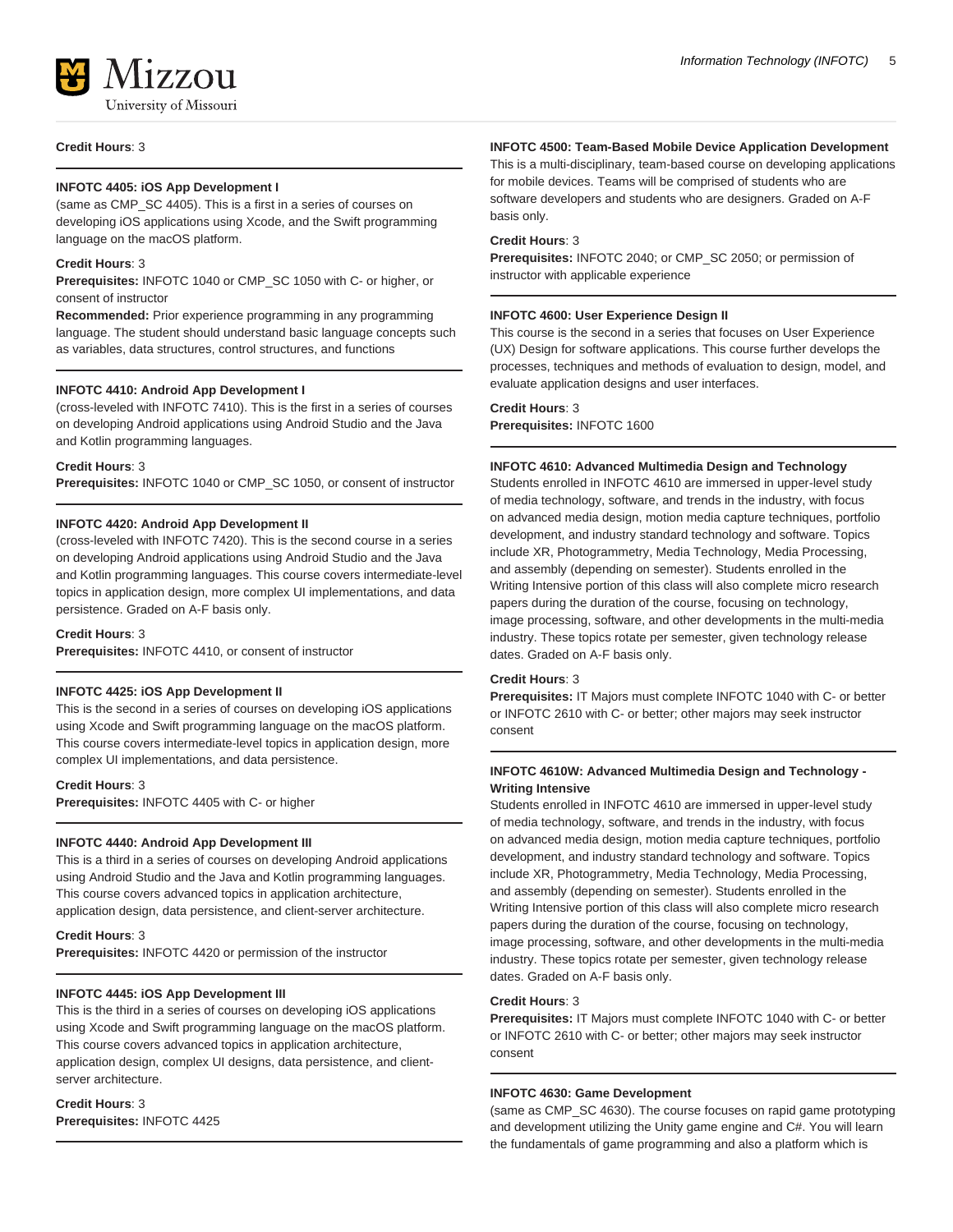**Credit Hours**: 3

---

**INFOTC 4405: iOS App Development I**

(same as CMP_SC 4405). This is a first in a series of courses on developing iOS applications using Xcode, and the Swift programming language on the macOS platform.

**Credit Hours**: 3
**Prerequisites:** INFOTC 1040 or CMP_SC 1050 with C- or higher, or consent of instructor
**Recommended:** Prior experience programming in any programming language. The student should understand basic language concepts such as variables, data structures, control structures, and functions

---

**INFOTC 4410: Android App Development I**

(cross-leveled with INFOTC 7410). This is the first in a series of courses on developing Android applications using Android Studio and the Java and Kotlin programming languages.

**Credit Hours**: 3
**Prerequisites:** INFOTC 1040 or CMP_SC 1050, or consent of instructor

---

**INFOTC 4420: Android App Development II**

(cross-leveled with INFOTC 7420). This is the second course in a series on developing Android applications using Android Studio and the Java and Kotlin programming languages. This course covers intermediate-level topics in application design, more complex UI implementations, and data persistence. Graded on A-F basis only.

**Credit Hours**: 3
**Prerequisites:** INFOTC 4410, or consent of instructor

---

**INFOTC 4425: iOS App Development II**

This is the second in a series of courses on developing iOS applications using Xcode and Swift programming language on the macOS platform. This course covers intermediate-level topics in application design, more complex UI implementations, and data persistence.

**Credit Hours**: 3
**Prerequisites:** INFOTC 4405 with C- or higher

---

**INFOTC 4440: Android App Development III**

This is a third in a series of courses on developing Android applications using Android Studio and the Java and Kotlin programming languages. This course covers advanced topics in application architecture, application design, data persistence, and client-server architecture.

**Credit Hours**: 3
**Prerequisites:** INFOTC 4420 or permission of the instructor

---

**INFOTC 4445: iOS App Development III**

This is the third in a series of courses on developing iOS applications using Xcode and Swift programming language on the macOS platform. This course covers advanced topics in application architecture, application design, complex UI designs, data persistence, and client-server architecture.

**Credit Hours**: 3
**Prerequisites:** INFOTC 4425

---

**INFOTC 4500: Team-Based Mobile Device Application Development**

This is a multi-disciplinary, team-based course on developing applications for mobile devices. Teams will be comprised of students who are software developers and students who are designers. Graded on A-F basis only.

**Credit Hours**: 3
**Prerequisites:** INFOTC 2040; or CMP_SC 2050; or permission of instructor with applicable experience

---

**INFOTC 4600: User Experience Design II**

This course is the second in a series that focuses on User Experience (UX) Design for software applications. This course further develops the processes, techniques and methods of evaluation to design, model, and evaluate application designs and user interfaces.

**Credit Hours**: 3
**Prerequisites:** INFOTC 1600

---

**INFOTC 4610: Advanced Multimedia Design and Technology**

Students enrolled in INFOTC 4610 are immersed in upper-level study of media technology, software, and trends in the industry, with focus on advanced media design, motion media capture techniques, portfolio development, and industry standard technology and software. Topics include XR, Photogrammetry, Media Technology, Media Processing, and assembly (depending on semester). Students enrolled in the Writing Intensive portion of this class will also complete micro research papers during the duration of the course, focusing on technology, image processing, software, and other developments in the multi-media industry. These topics rotate per semester, given technology release dates. Graded on A-F basis only.

**Credit Hours**: 3
**Prerequisites:** IT Majors must complete INFOTC 1040 with C- or better or INFOTC 2610 with C- or better; other majors may seek instructor consent

---

**INFOTC 4610W: Advanced Multimedia Design and Technology - Writing Intensive**

Students enrolled in INFOTC 4610 are immersed in upper-level study of media technology, software, and trends in the industry, with focus on advanced media design, motion media capture techniques, portfolio development, and industry standard technology and software. Topics include XR, Photogrammetry, Media Technology, Media Processing, and assembly (depending on semester). Students enrolled in the Writing Intensive portion of this class will also complete micro research papers during the duration of the course, focusing on technology, image processing, software, and other developments in the multi-media industry. These topics rotate per semester, given technology release dates. Graded on A-F basis only.

**Credit Hours**: 3
**Prerequisites:** IT Majors must complete INFOTC 1040 with C- or better or INFOTC 2610 with C- or better; other majors may seek instructor consent

---

**INFOTC 4630: Game Development**

(same as CMP_SC 4630). The course focuses on rapid game prototyping and development utilizing the Unity game engine and C#. You will learn the fundamentals of game programming and also a platform which is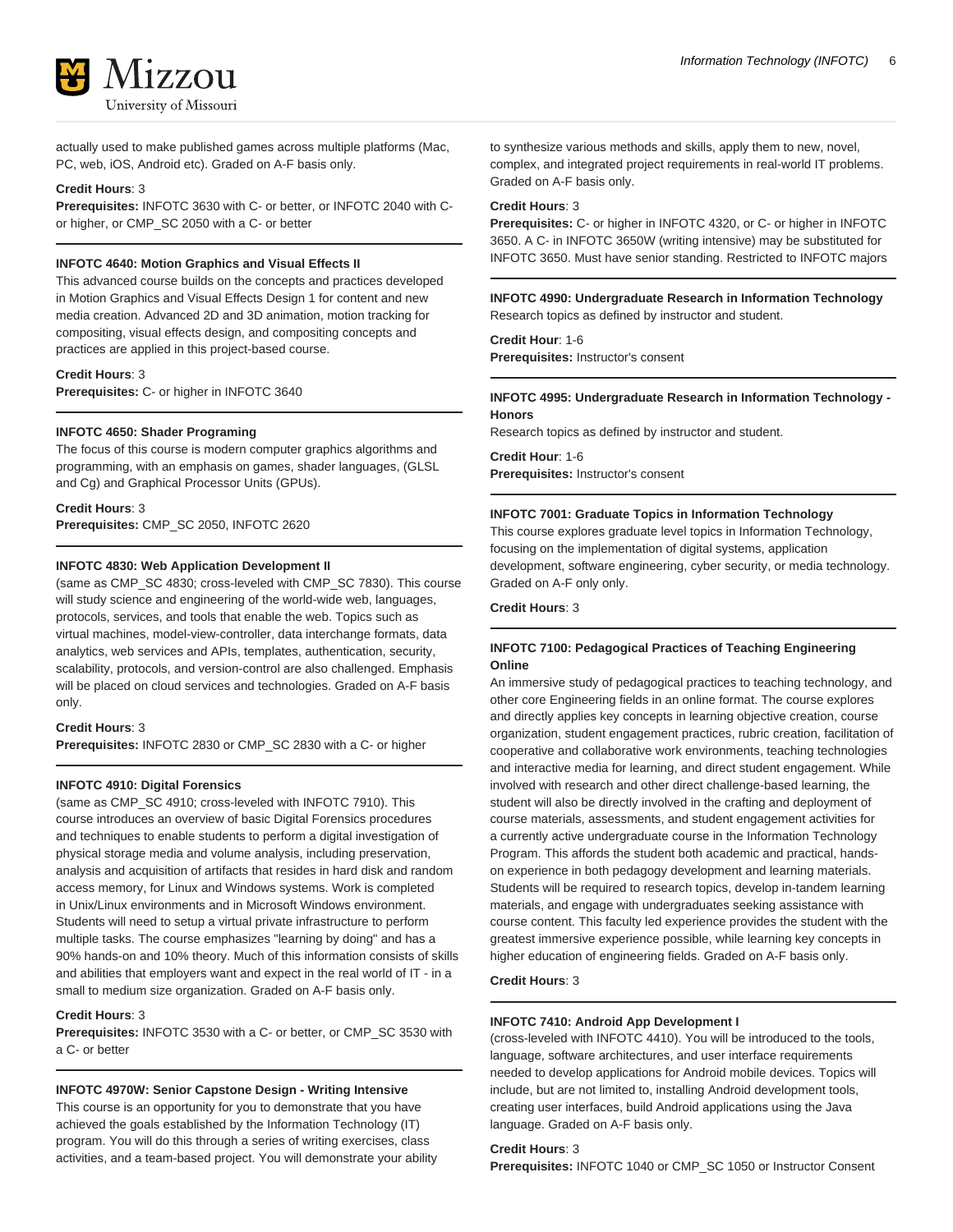actually used to make published games across multiple platforms (Mac, PC, web, iOS, Android etc). Graded on A-F basis only.

**Credit Hours**: 3
**Prerequisites:** INFOTC 3630 with C- or better, or INFOTC 2040 with C- or higher, or CMP_SC 2050 with a C- or better

---

**INFOTC 4640: Motion Graphics and Visual Effects II**

This advanced course builds on the concepts and practices developed in Motion Graphics and Visual Effects Design 1 for content and new media creation. Advanced 2D and 3D animation, motion tracking for compositing, visual effects design, and compositing concepts and practices are applied in this project-based course.

**Credit Hours**: 3
**Prerequisites:** C- or higher in INFOTC 3640

---

**INFOTC 4650: Shader Programing**

The focus of this course is modern computer graphics algorithms and programming, with an emphasis on games, shader languages, (GLSL and Cg) and Graphical Processor Units (GPUs).

**Credit Hours**: 3
**Prerequisites:** CMP_SC 2050, INFOTC 2620

---

**INFOTC 4830: Web Application Development II**

(same as CMP_SC 4830; cross-leveled with CMP_SC 7830). This course will study science and engineering of the world-wide web, languages, protocols, services, and tools that enable the web. Topics such as virtual machines, model-view-controller, data interchange formats, data analytics, web services and APIs, templates, authentication, security, scalability, protocols, and version-control are also challenged. Emphasis will be placed on cloud services and technologies. Graded on A-F basis only.

**Credit Hours**: 3
**Prerequisites:** INFOTC 2830 or CMP_SC 2830 with a C- or higher

---

**INFOTC 4910: Digital Forensics**

(same as CMP_SC 4910; cross-leveled with INFOTC 7910). This course introduces an overview of basic Digital Forensics procedures and techniques to enable students to perform a digital investigation of physical storage media and volume analysis, including preservation, analysis and acquisition of artifacts that resides in hard disk and random access memory, for Linux and Windows systems. Work is completed in Unix/Linux environments and in Microsoft Windows environment. Students will need to setup a virtual private infrastructure to perform multiple tasks. The course emphasizes "learning by doing" and has a 90% hands-on and 10% theory. Much of this information consists of skills and abilities that employers want and expect in the real world of IT - in a small to medium size organization. Graded on A-F basis only.

**Credit Hours**: 3
**Prerequisites:** INFOTC 3530 with a C- or better, or CMP_SC 3530 with a C- or better

---

**INFOTC 4970W: Senior Capstone Design - Writing Intensive**

This course is an opportunity for you to demonstrate that you have achieved the goals established by the Information Technology (IT) program. You will do this through a series of writing exercises, class activities, and a team-based project. You will demonstrate your ability to synthesize various methods and skills, apply them to new, novel, complex, and integrated project requirements in real-world IT problems. Graded on A-F basis only.

**Credit Hours**: 3
**Prerequisites:** C- or higher in INFOTC 4320, or C- or higher in INFOTC 3650. A C- in INFOTC 3650W (writing intensive) may be substituted for INFOTC 3650. Must have senior standing. Restricted to INFOTC majors

---

**INFOTC 4990: Undergraduate Research in Information Technology**

Research topics as defined by instructor and student.

**Credit Hour**: 1-6
**Prerequisites:** Instructor's consent

---

**INFOTC 4995: Undergraduate Research in Information Technology - Honors**

Research topics as defined by instructor and student.

**Credit Hour**: 1-6
**Prerequisites:** Instructor's consent

---

**INFOTC 7001: Graduate Topics in Information Technology**

This course explores graduate level topics in Information Technology, focusing on the implementation of digital systems, application development, software engineering, cyber security, or media technology. Graded on A-F only only.

**Credit Hours**: 3

---

**INFOTC 7100: Pedagogical Practices of Teaching Engineering Online**

An immersive study of pedagogical practices to teaching technology, and other core Engineering fields in an online format. The course explores and directly applies key concepts in learning objective creation, course organization, student engagement practices, rubric creation, facilitation of cooperative and collaborative work environments, teaching technologies and interactive media for learning, and direct student engagement. While involved with research and other direct challenge-based learning, the student will also be directly involved in the crafting and deployment of course materials, assessments, and student engagement activities for a currently active undergraduate course in the Information Technology Program. This affords the student both academic and practical, hands-on experience in both pedagogy development and learning materials. Students will be required to research topics, develop in-tandem learning materials, and engage with undergraduates seeking assistance with course content. This faculty led experience provides the student with the greatest immersive experience possible, while learning key concepts in higher education of engineering fields. Graded on A-F basis only.

**Credit Hours**: 3

---

**INFOTC 7410: Android App Development I**

(cross-leveled with INFOTC 4410). You will be introduced to the tools, language, software architectures, and user interface requirements needed to develop applications for Android mobile devices. Topics will include, but are not limited to, installing Android development tools, creating user interfaces, build Android applications using the Java language. Graded on A-F basis only.

**Credit Hours**: 3
**Prerequisites:** INFOTC 1040 or CMP_SC 1050 or Instructor Consent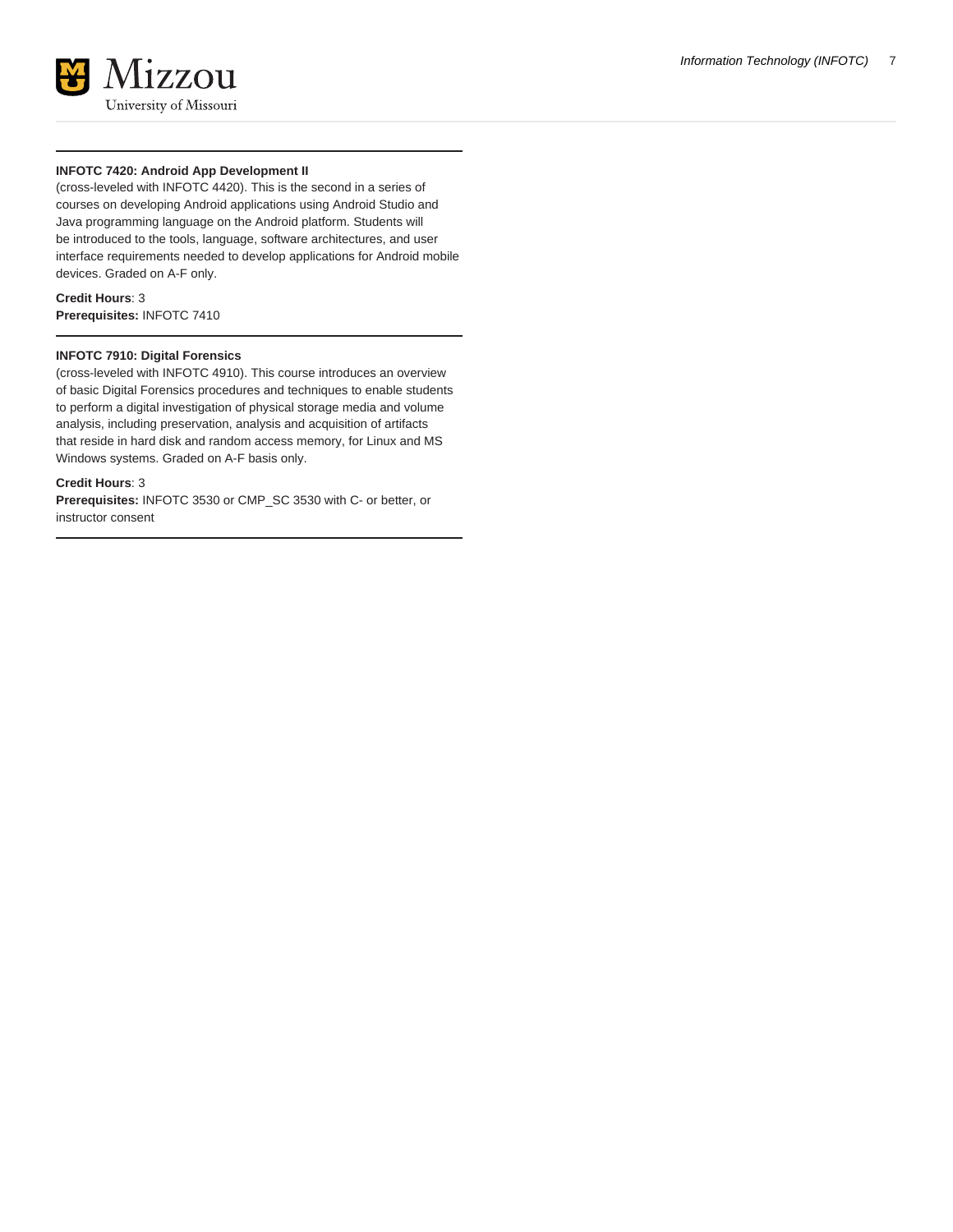**INFOTC 7420: Android App Development II**

(cross-leveled with INFOTC 4420). This is the second in a series of courses on developing Android applications using Android Studio and Java programming language on the Android platform. Students will be introduced to the tools, language, software architectures, and user interface requirements needed to develop applications for Android mobile devices. Graded on A-F only.

**Credit Hours**: 3
**Prerequisites:** INFOTC 7410

---

**INFOTC 7910: Digital Forensics**

(cross-leveled with INFOTC 4910). This course introduces an overview of basic Digital Forensics procedures and techniques to enable students to perform a digital investigation of physical storage media and volume analysis, including preservation, analysis and acquisition of artifacts that reside in hard disk and random access memory, for Linux and MS Windows systems. Graded on A-F basis only.

**Credit Hours**: 3
**Prerequisites:** INFOTC 3530 or CMP_SC 3530 with C- or better, or instructor consent